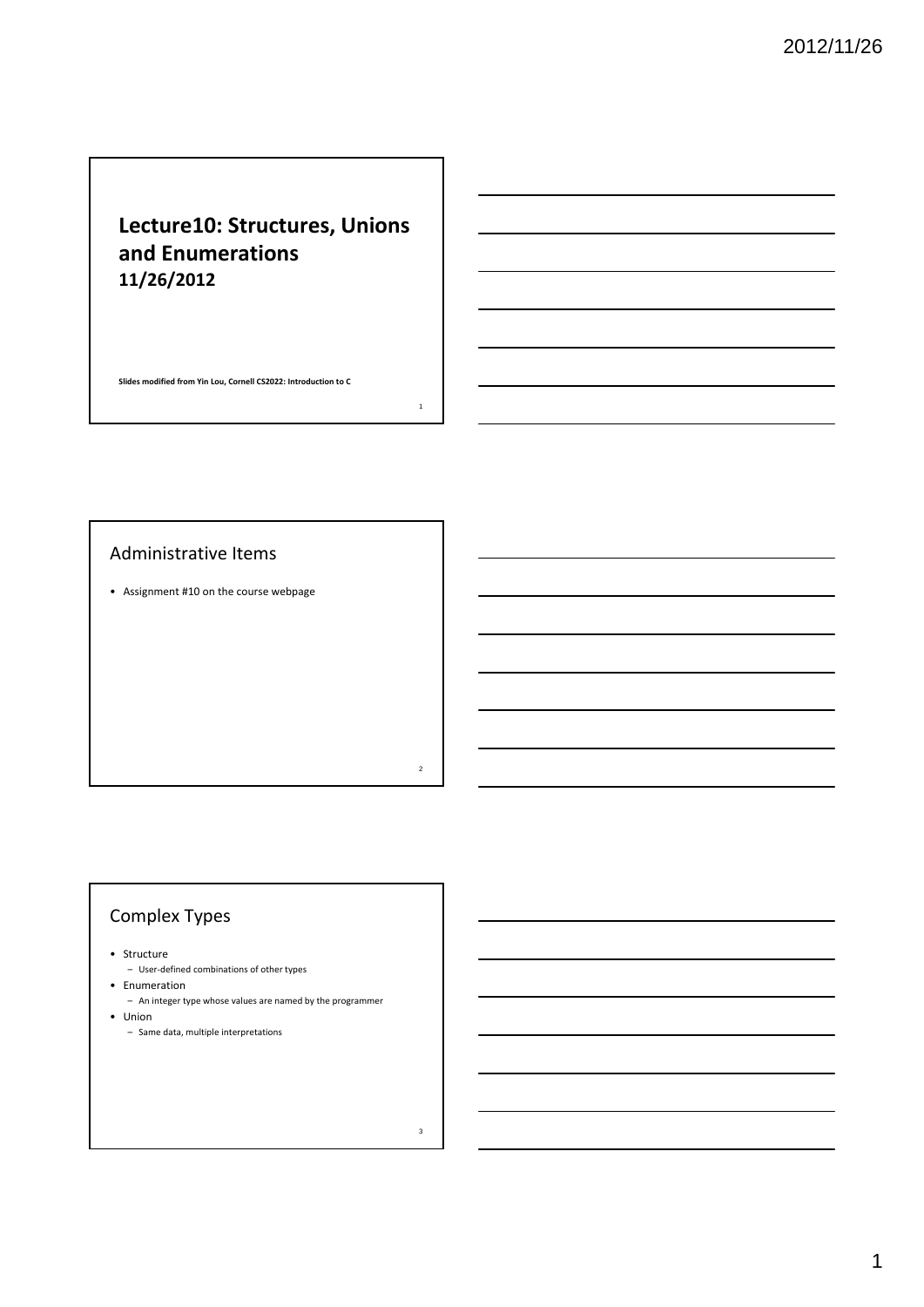# Lecture10: Structures, Unions and Enumerations

**11/26/2012**

**Slides modified from Yin Lou, Cornell CS2022: Introduction to C**

## Administrative Items

- Assignment #10 on the course webpage

## Complex Types

- Structure
  - User-defined combinations of other types
- Enumeration
  - An integer type whose values are named by the programmer
- Union
  - Same data, multiple interpretations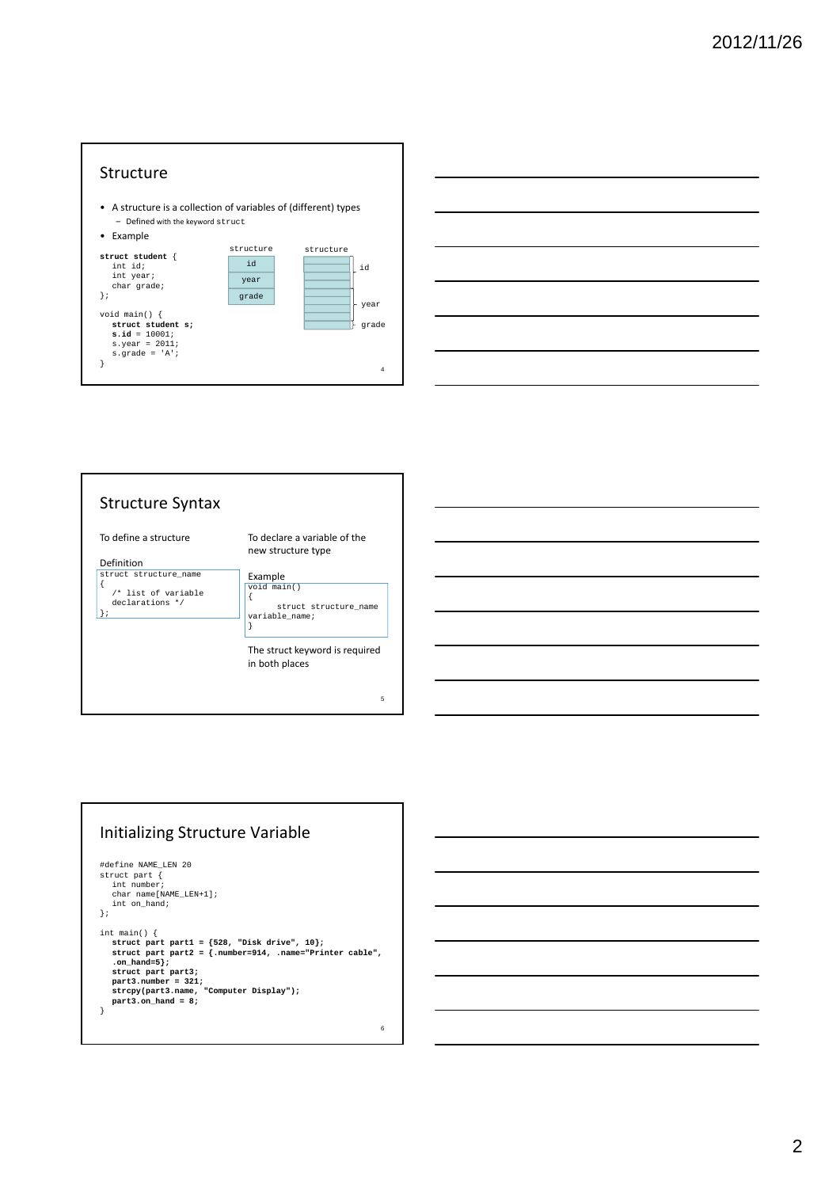## Structure

- A structure is a collection of variables of (different) types
  - Defined with the keyword `struct`
- Example

```
struct student {
   int id;
   int year;
   char grade;
};

void main() {
   struct student s;
   s.id = 10001;
   s.year = 2011;
   s.grade = 'A';
}
```

| structure |
| --- |
| id |
| year |
| grade |

structure: id, year, grade

## Structure Syntax

To define a structure

Definition

```
struct structure_name
{
   /* list of variable
   declarations */
};
```

To declare a variable of the new structure type

Example

```
void main()
{
      struct structure_name
variable_name;
}
```

The struct keyword is required in both places

## Initializing Structure Variable

```
#define NAME_LEN 20
struct part {
   int number;
   char name[NAME_LEN+1];
   int on_hand;
};

int main() {
   struct part part1 = {528, "Disk drive", 10};
   struct part part2 = {.number=914, .name="Printer cable",
   .on_hand=5};
   struct part part3;
   part3.number = 321;
   strcpy(part3.name, "Computer Display");
   part3.on_hand = 8;
}
```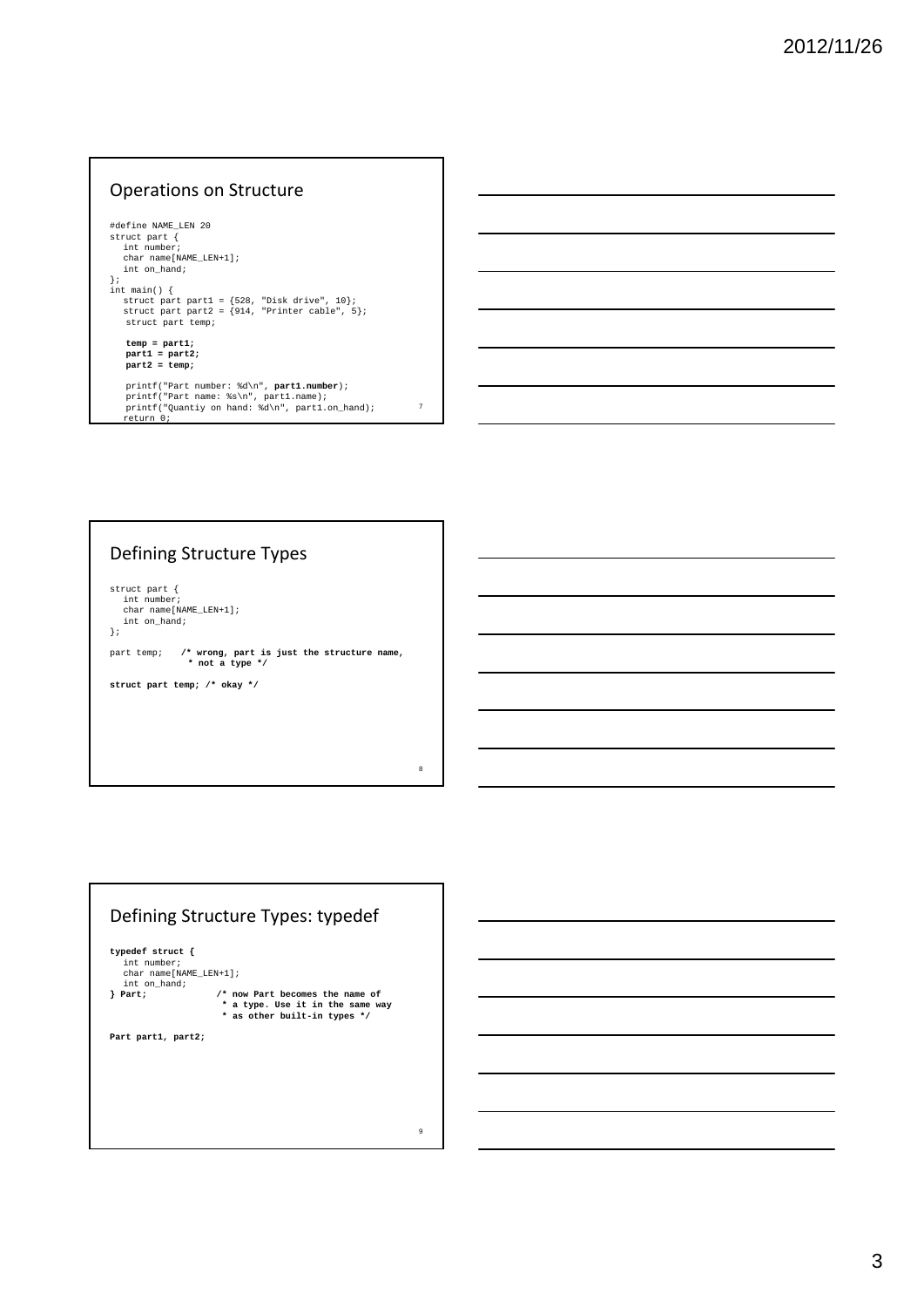## Operations on Structure

```
#define NAME_LEN 20
struct part {
   int number;
   char name[NAME_LEN+1];
   int on_hand;
};
int main() {
   struct part part1 = {528, "Disk drive", 10};
   struct part part2 = {914, "Printer cable", 5};
    struct part temp;

    temp = part1;
    part1 = part2;
    part2 = temp;

    printf("Part number: %d\n", part1.number);
    printf("Part name: %s\n", part1.name);
    printf("Quantiy on hand: %d\n", part1.on_hand);
   return 0;
```

## Defining Structure Types

```
struct part {
   int number;
   char name[NAME_LEN+1];
   int on_hand;
};

part temp;    /* wrong, part is just the structure name,
               * not a type */

struct part temp; /* okay */
```

## Defining Structure Types: typedef

```
typedef struct {
   int number;
   char name[NAME_LEN+1];
   int on_hand;
} Part;             /* now Part becomes the name of
                     * a type. Use it in the same way
                     * as other built-in types */

Part part1, part2;
```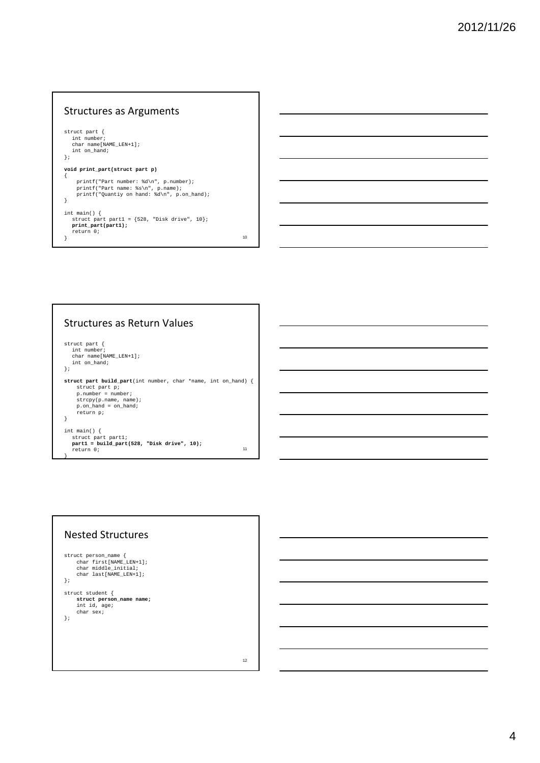## Structures as Arguments

```
struct part {
   int number;
   char name[NAME_LEN+1];
   int on_hand;
};

void print_part(struct part p)
{
     printf("Part number: %d\n", p.number);
     printf("Part name: %s\n", p.name);
     printf("Quantiy on hand: %d\n", p.on_hand);
}

int main() {
   struct part part1 = {528, "Disk drive", 10};
   print_part(part1);
   return 0;
}
```

## Structures as Return Values

```
struct part {
   int number;
   char name[NAME_LEN+1];
   int on_hand;
};

struct part build_part(int number, char *name, int on_hand) {
     struct part p;
     p.number = number;
     strcpy(p.name, name);
     p.on_hand = on_hand;
     return p;
}

int main() {
   struct part part1;
   part1 = build_part(528, "Disk drive", 10);
   return 0;
}
```

## Nested Structures

```
struct person_name {
    char first[NAME_LEN+1];
    char middle_initial;
    char last[NAME_LEN+1];
};

struct student {
    struct person_name name;
    int id, age;
    char sex;
};
```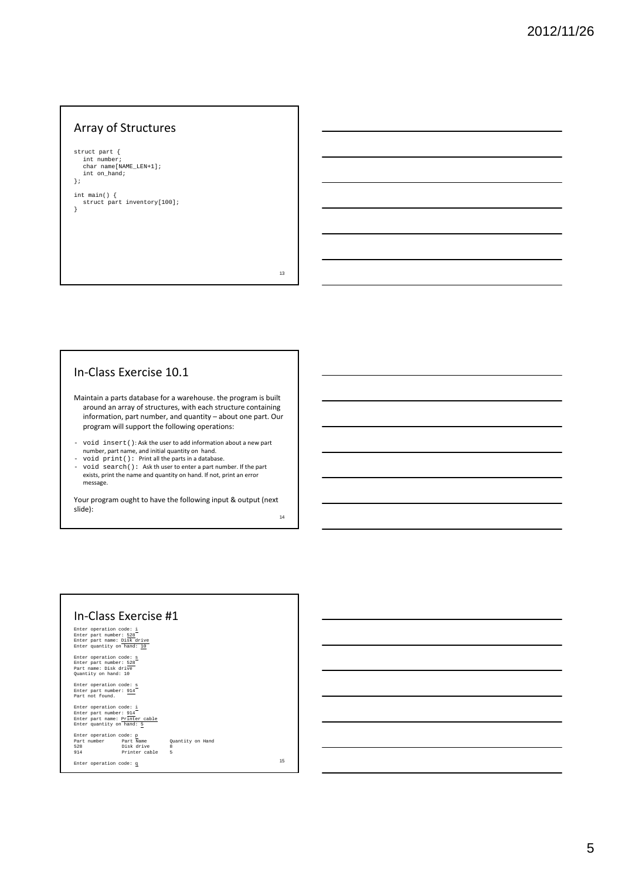## Array of Structures

```
struct part {
   int number;
   char name[NAME_LEN+1];
   int on_hand;
};

int main() {
   struct part inventory[100];
}
```

## In-Class Exercise 10.1

Maintain a parts database for a warehouse. the program is built around an array of structures, with each structure containing information, part number, and quantity – about one part. Our program will support the following operations:

- `void insert()`: Ask the user to add information about a new part number, part name, and initial quantity on hand.
- `void print()`: Print all the parts in a database.
- `void search()`: Ask th user to enter a part number. If the part exists, print the name and quantity on hand. If not, print an error message.

Your program ought to have the following input & output (next slide):

## In-Class Exercise #1

```
Enter operation code: i
Enter part number: 528
Enter part name: Disk drive
Enter quantity on hand: 10

Enter operation code: s
Enter part number: 528
Part name: Disk drive
Quantity on hand: 10

Enter operation code: s
Enter part number: 914
Part not found.

Enter operation code: i
Enter part number: 914
Enter part name: Printer cable
Enter quantity on hand: 5

Enter operation code: p
Part number      Part Name        Quantity on Hand
528              Disk drive       8
914              Printer cable    5

Enter operation code: q
```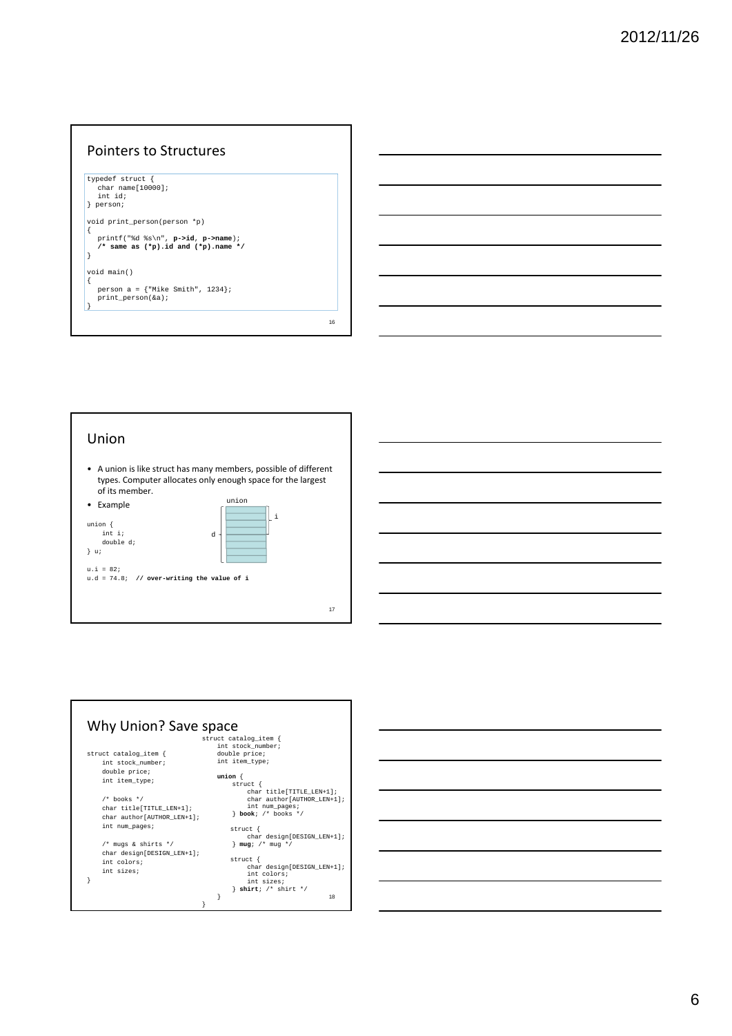## Pointers to Structures

```
typedef struct {
   char name[10000];
   int id;
} person;

void print_person(person *p)
{
   printf("%d %s\n", p->id, p->name);
   /* same as (*p).id and (*p).name */
}

void main()
{
   person a = {"Mike Smith", 1234};
   print_person(&a);
}
```

## Union

- A union is like struct has many members, possible of different types. Computer allocates only enough space for the largest of its member.
- Example

```
union {
    int i;
    double d;
} u;

u.i = 82;
u.d = 74.8;  // over-writing the value of i
```

## Why Union? Save space

```
struct catalog_item {
    int stock_number;
    double price;
    int item_type;

    /* books */
    char title[TITLE_LEN+1];
    char author[AUTHOR_LEN+1];
    int num_pages;

    /* mugs & shirts */
    char design[DESIGN_LEN+1];
    int colors;
    int sizes;
}
```

```
struct catalog_item {
    int stock_number;
    double price;
    int item_type;

    union {
       struct {
           char title[TITLE_LEN+1];
           char author[AUTHOR_LEN+1];
           int num_pages;
       } book; /* books */

       struct {
           char design[DESIGN_LEN+1];
       } mug; /* mug */

       struct {
           char design[DESIGN_LEN+1];
           int colors;
           int sizes;
       } shirt; /* shirt */
    }
}
```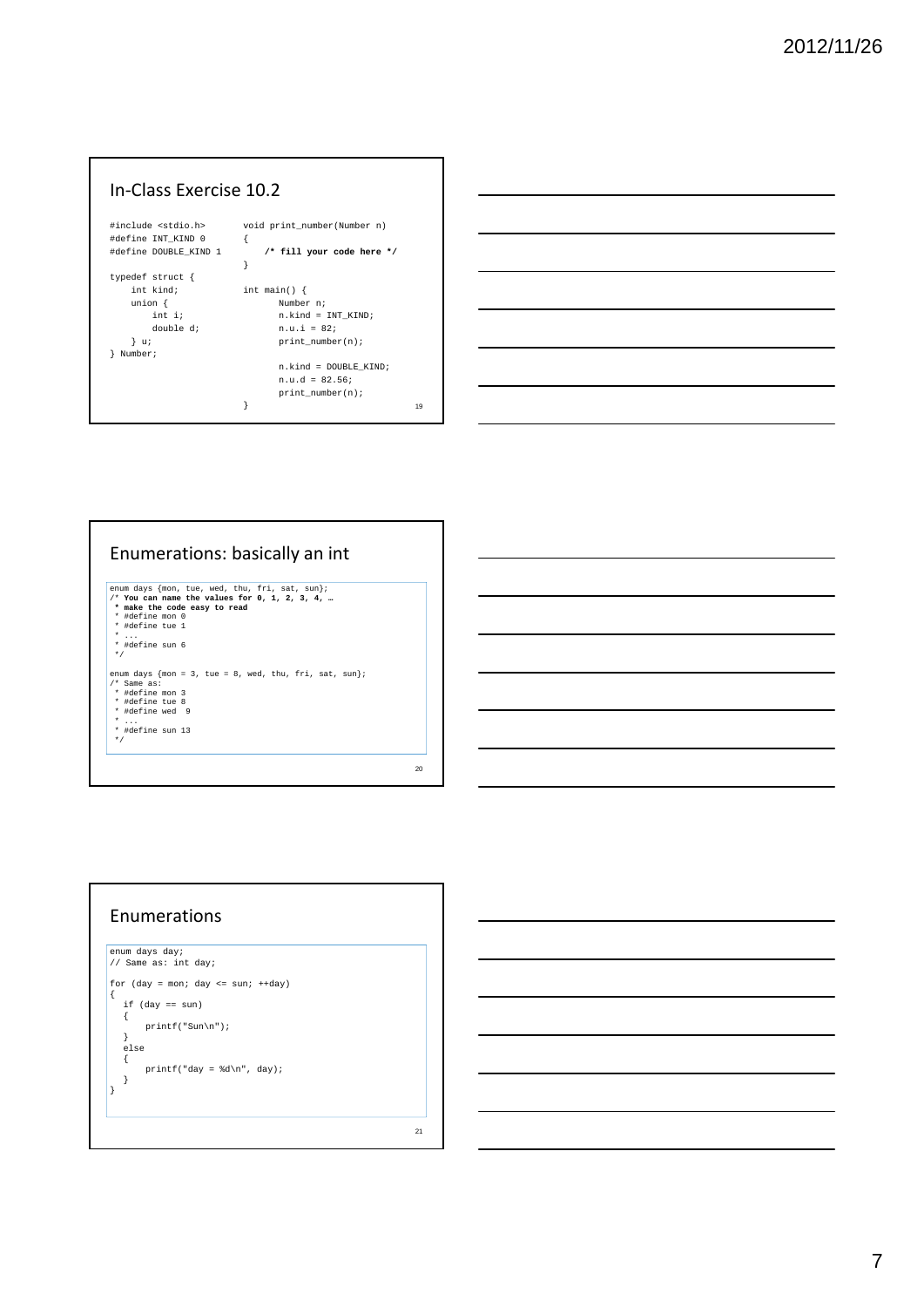## In-Class Exercise 10.2

```c
#include <stdio.h>
#define INT_KIND 0
#define DOUBLE_KIND 1

typedef struct {
    int kind;
    union {
        int i;
        double d;
    } u;
} Number;
```

```c
void print_number(Number n)
{
    /* fill your code here */
}

int main() {
     Number n;
     n.kind = INT_KIND;
     n.u.i = 82;
     print_number(n);

     n.kind = DOUBLE_KIND;
     n.u.d = 82.56;
     print_number(n);
}
```

## Enumerations: basically an int

```c
enum days {mon, tue, wed, thu, fri, sat, sun};
/* You can name the values for 0, 1, 2, 3, 4, …
 * make the code easy to read
 * #define mon 0
 * #define tue 1
 * ...
 * #define sun 6
 */

enum days {mon = 3, tue = 8, wed, thu, fri, sat, sun};
/* Same as:
 * #define mon 3
 * #define tue 8
 * #define wed  9
 * ...
 * #define sun 13
 */
```

## Enumerations

```c
enum days day;
// Same as: int day;

for (day = mon; day <= sun; ++day)
{
   if (day == sun)
   {
       printf("Sun\n");
   }
   else
   {
       printf("day = %d\n", day);
   }
}
```